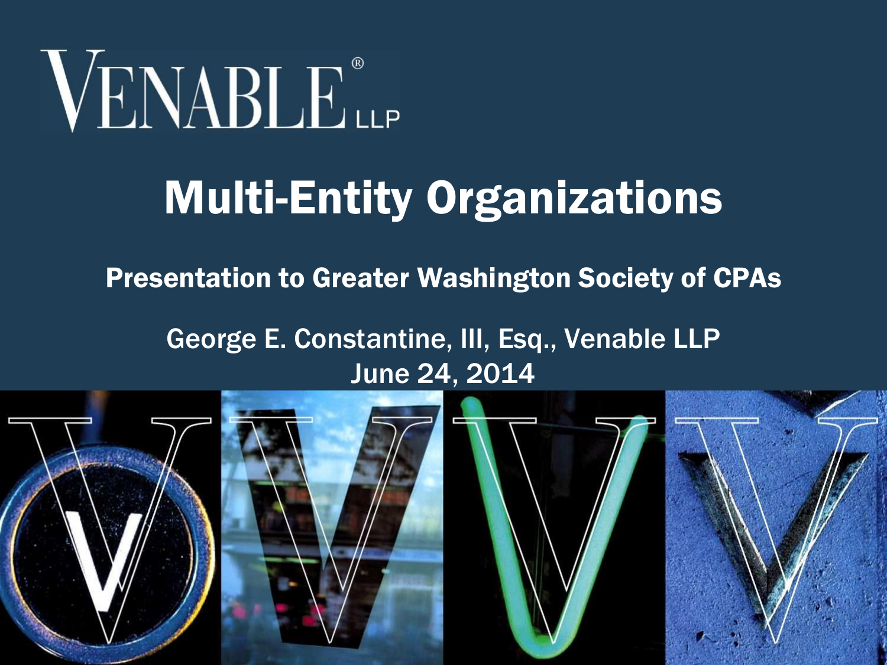VENABLE® LLP

# Multi-Entity Organizations

## Presentation to Greater Washington Society of CPAs

George E. Constantine, III, Esq., Venable LLP

June 24, 2014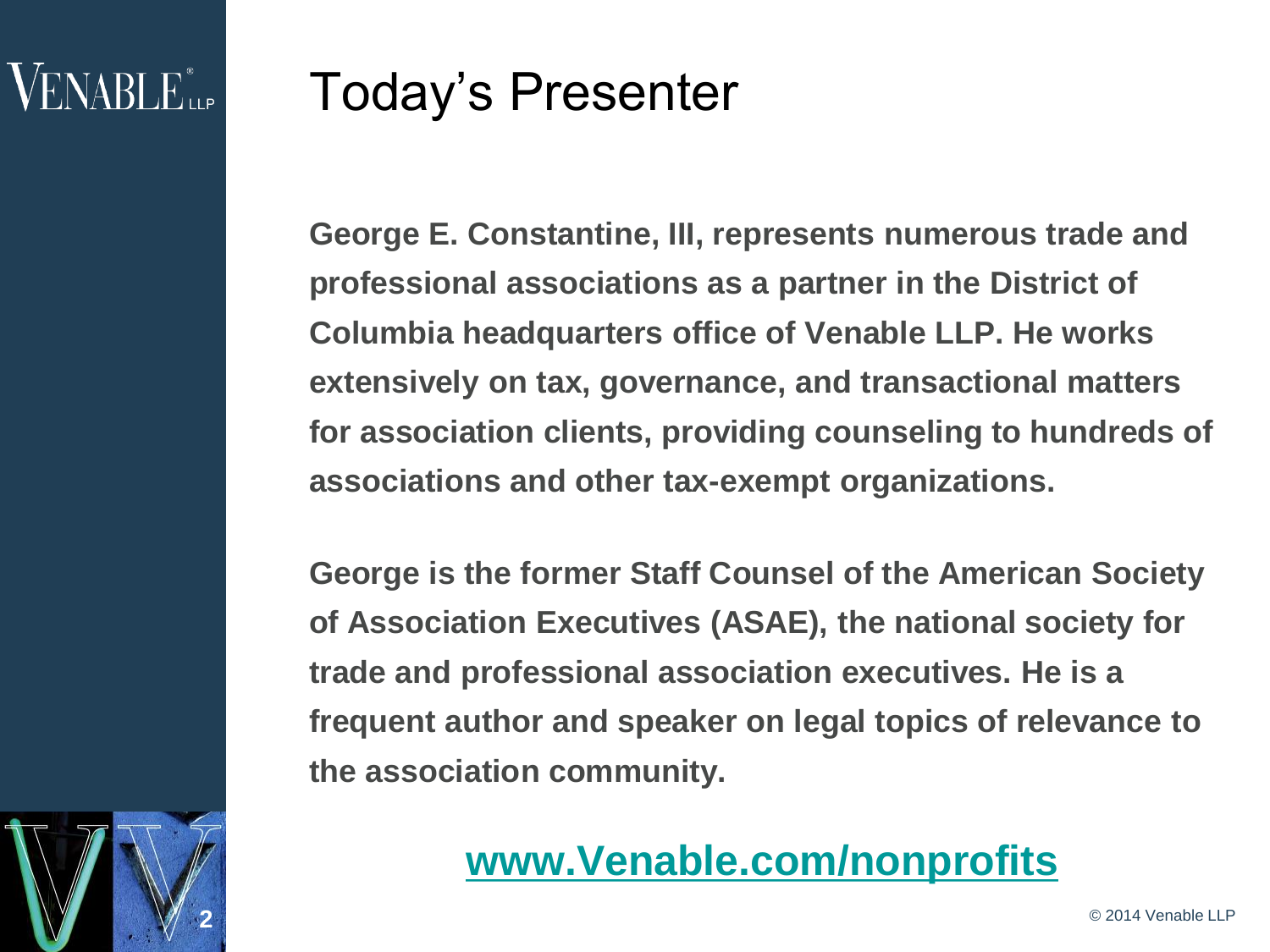# Today's Presenter

**George E. Constantine, III, represents numerous trade and professional associations as a partner in the District of Columbia headquarters office of Venable LLP. He works extensively on tax, governance, and transactional matters for association clients, providing counseling to hundreds of associations and other tax-exempt organizations.**

**George is the former Staff Counsel of the American Society of Association Executives (ASAE), the national society for trade and professional association executives. He is a frequent author and speaker on legal topics of relevance to the association community.**

**www.Venable.com/nonprofits**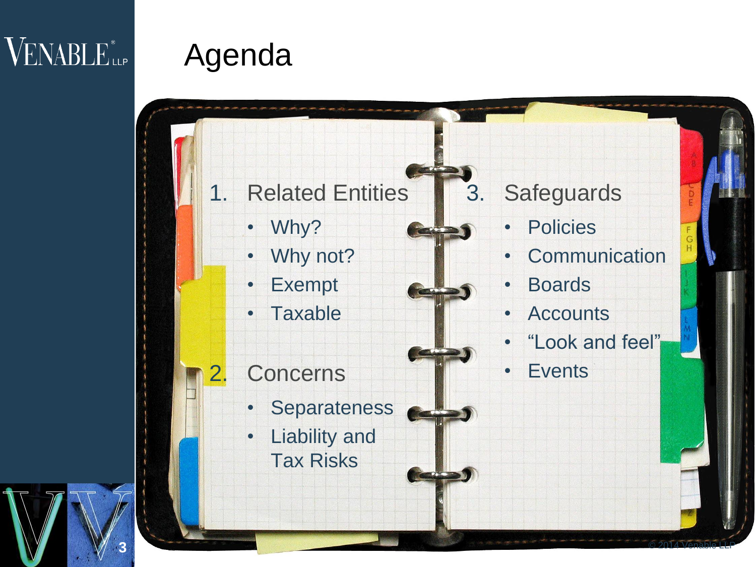# Agenda

1. Related Entities
   - Why?
   - Why not?
   - Exempt
   - Taxable
2. Concerns
   - Separateness
   - Liability and Tax Risks
3. Safeguards
   - Policies
   - Communication
   - Boards
   - Accounts
   - "Look and feel"
   - Events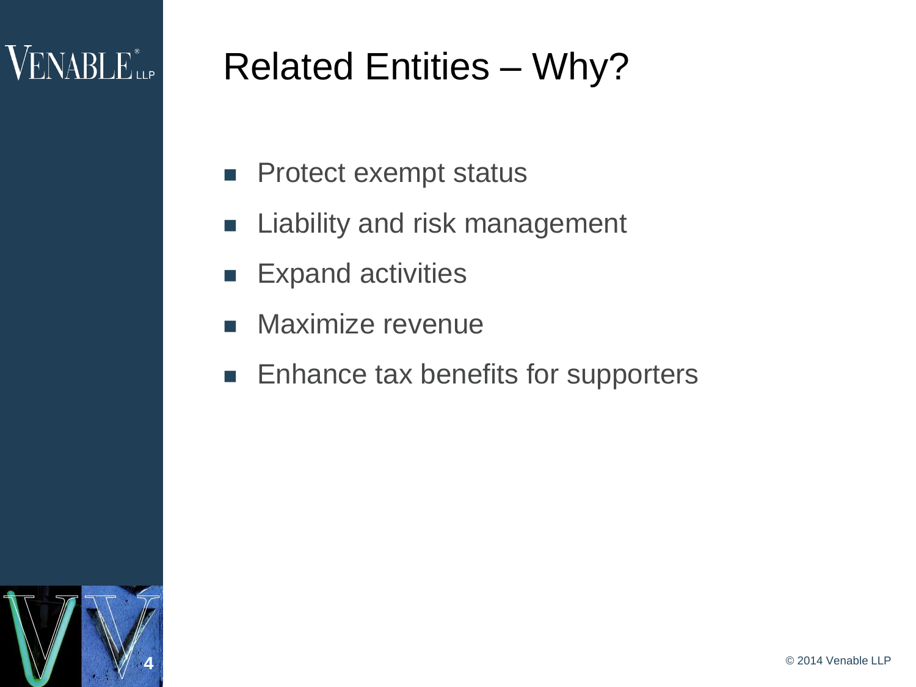# Related Entities – Why?

- Protect exempt status
- Liability and risk management
- Expand activities
- Maximize revenue
- Enhance tax benefits for supporters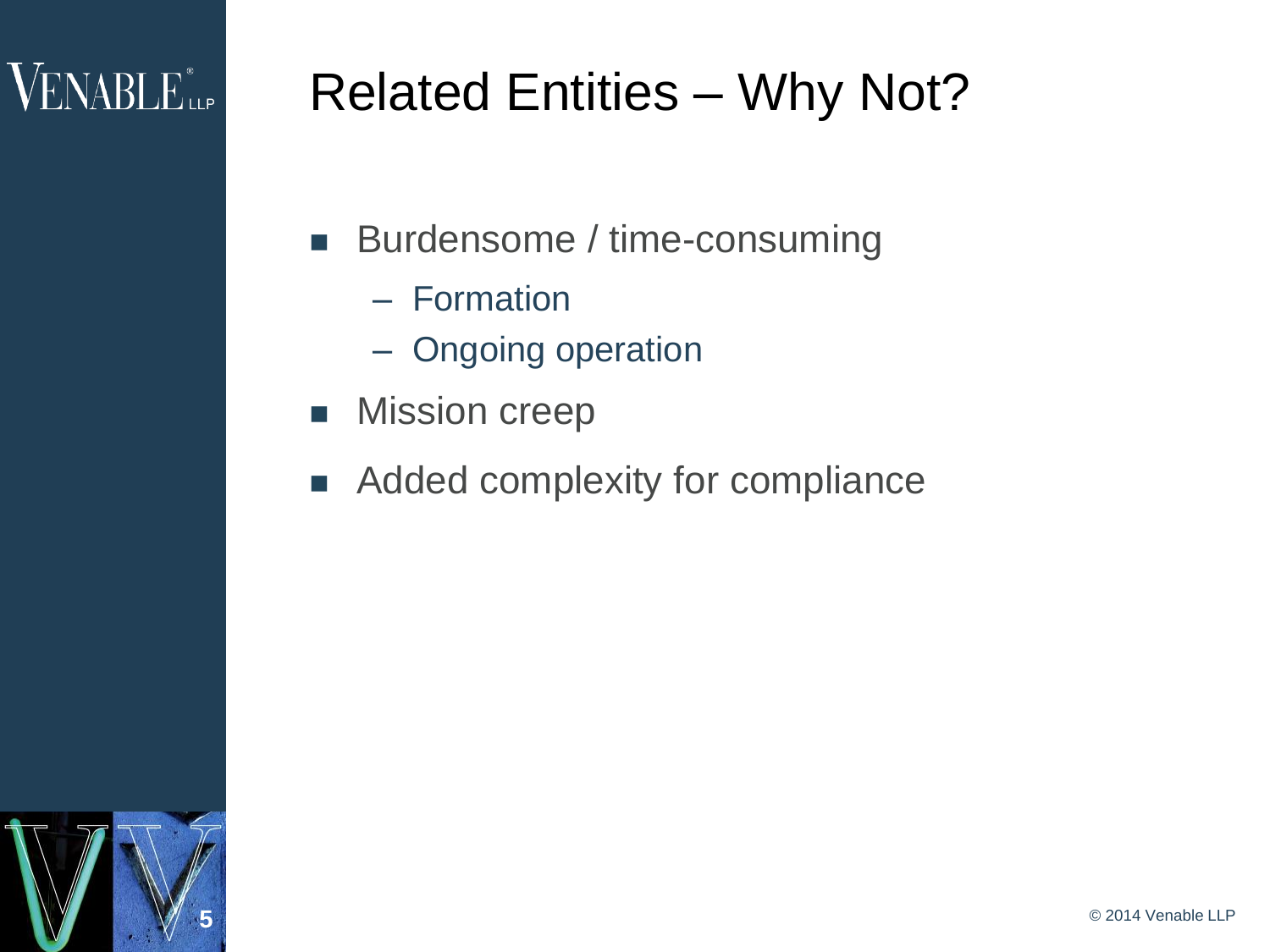# Related Entities – Why Not?

- Burdensome / time-consuming
  - Formation
  - Ongoing operation
- Mission creep
- Added complexity for compliance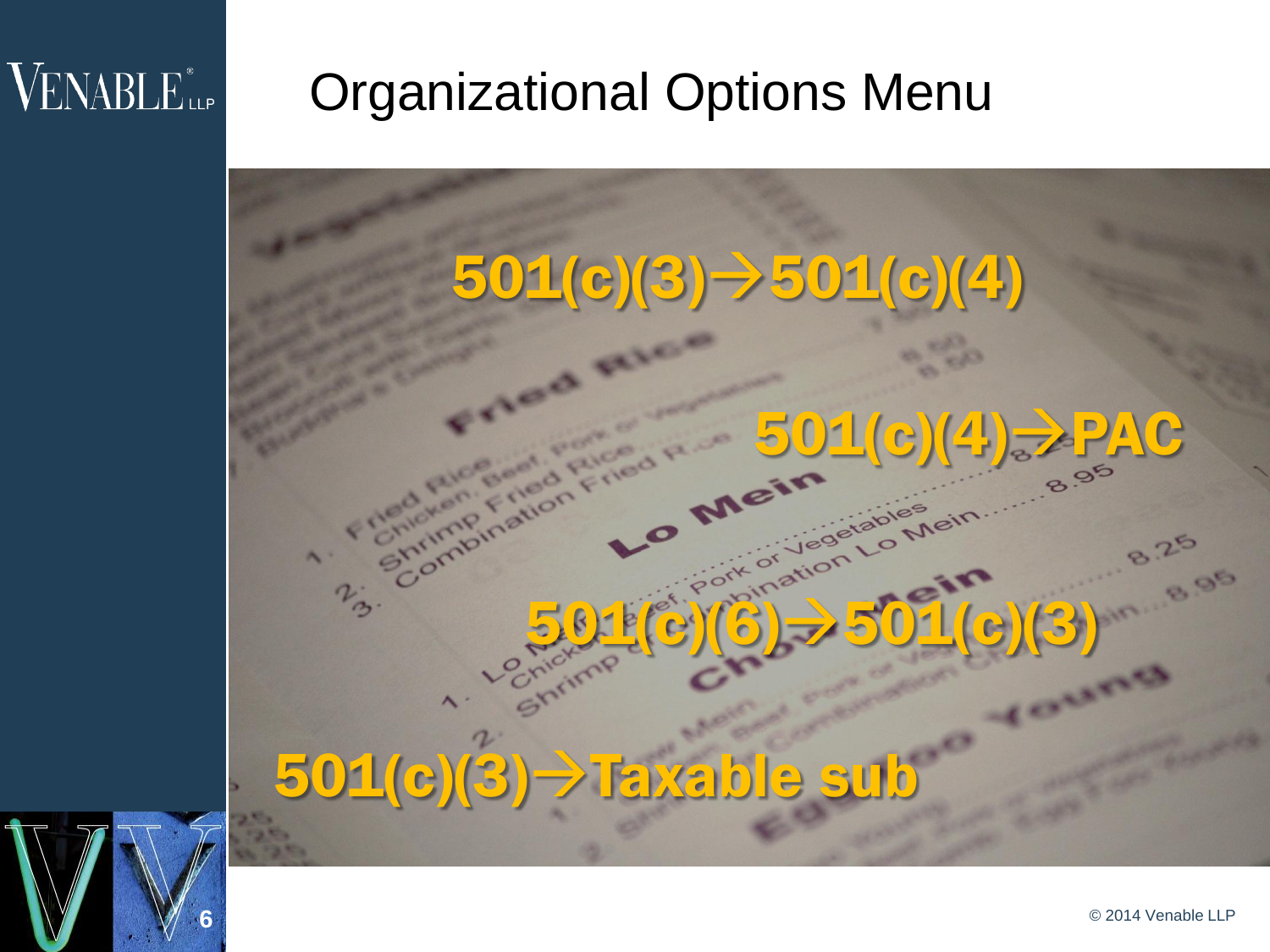# Organizational Options Menu

**501(c)(3)→501(c)(4)**

**501(c)(4)→PAC**

**501(c)(6)→501(c)(3)**

**501(c)(3)→Taxable sub**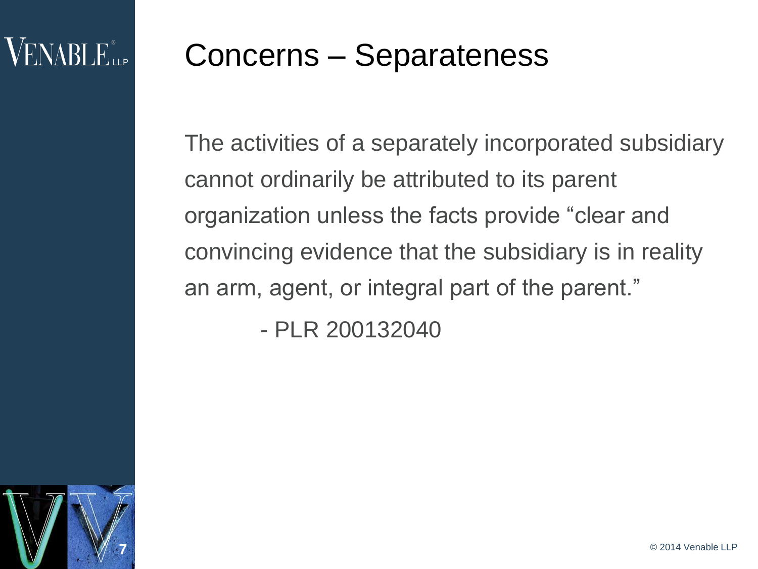# Concerns – Separateness

The activities of a separately incorporated subsidiary cannot ordinarily be attributed to its parent organization unless the facts provide “clear and convincing evidence that the subsidiary is in reality an arm, agent, or integral part of the parent.”

- PLR 200132040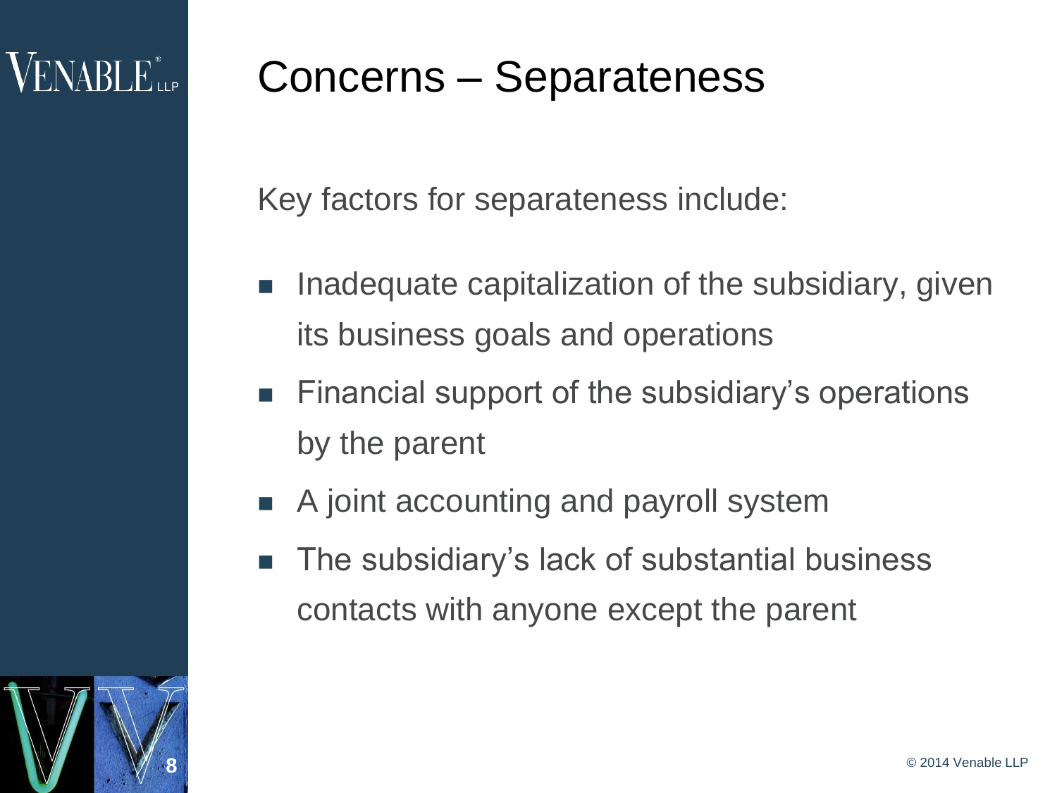# Concerns – Separateness

Key factors for separateness include:

- Inadequate capitalization of the subsidiary, given its business goals and operations
- Financial support of the subsidiary's operations by the parent
- A joint accounting and payroll system
- The subsidiary's lack of substantial business contacts with anyone except the parent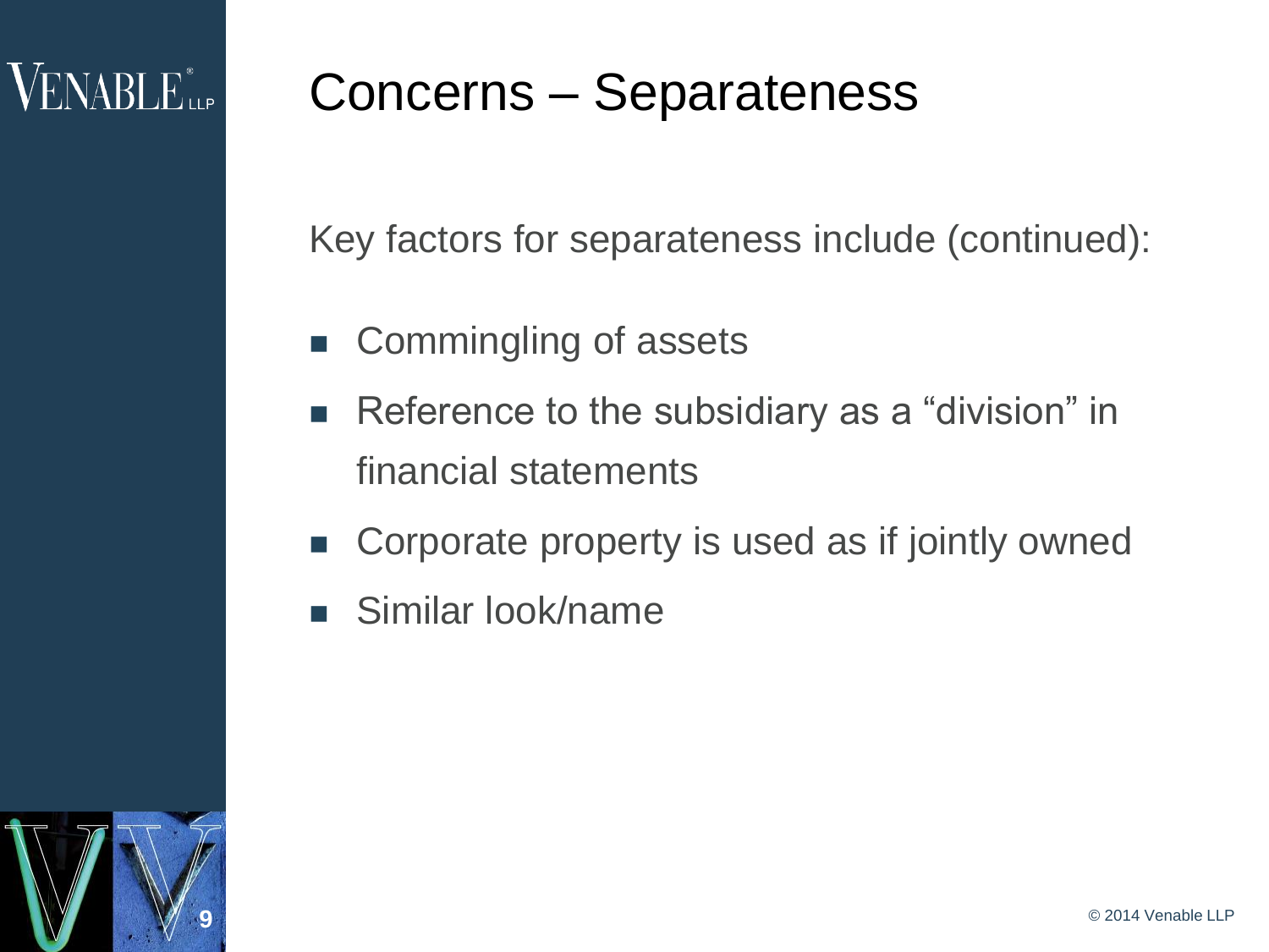# Concerns – Separateness

Key factors for separateness include (continued):

- Commingling of assets
- Reference to the subsidiary as a "division" in financial statements
- Corporate property is used as if jointly owned
- Similar look/name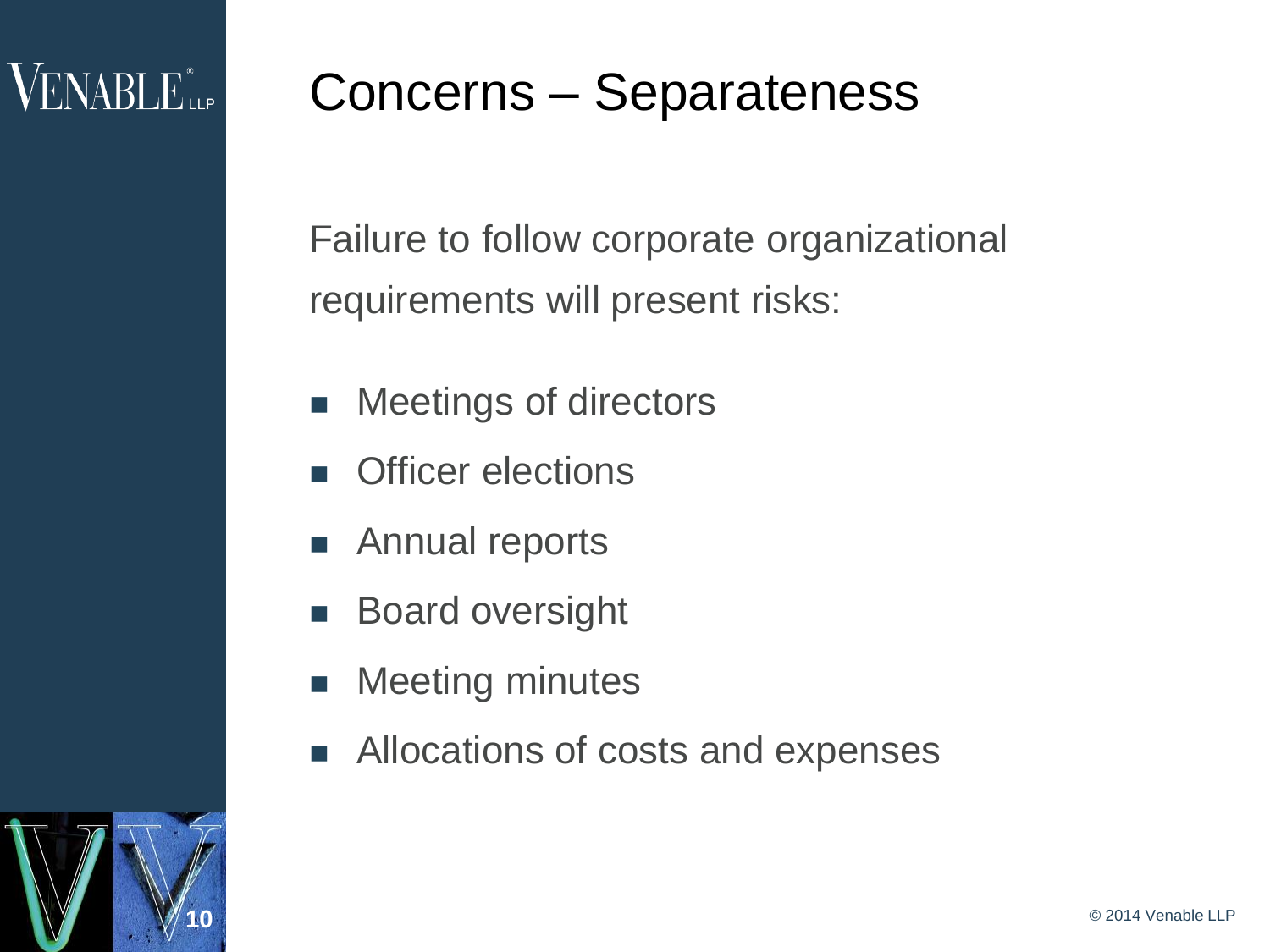# Concerns – Separateness

Failure to follow corporate organizational requirements will present risks:

- Meetings of directors
- Officer elections
- Annual reports
- Board oversight
- Meeting minutes
- Allocations of costs and expenses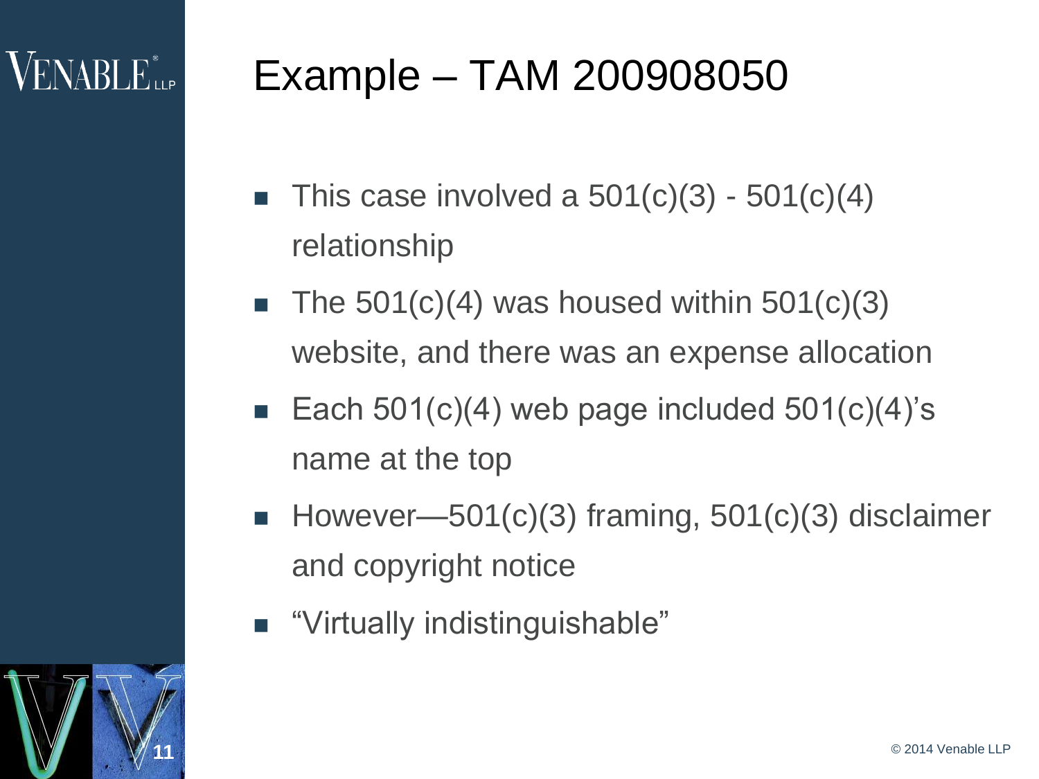# Example – TAM 200908050

- This case involved a 501(c)(3) - 501(c)(4) relationship
- The 501(c)(4) was housed within 501(c)(3) website, and there was an expense allocation
- Each 501(c)(4) web page included 501(c)(4)'s name at the top
- However—501(c)(3) framing, 501(c)(3) disclaimer and copyright notice
- "Virtually indistinguishable"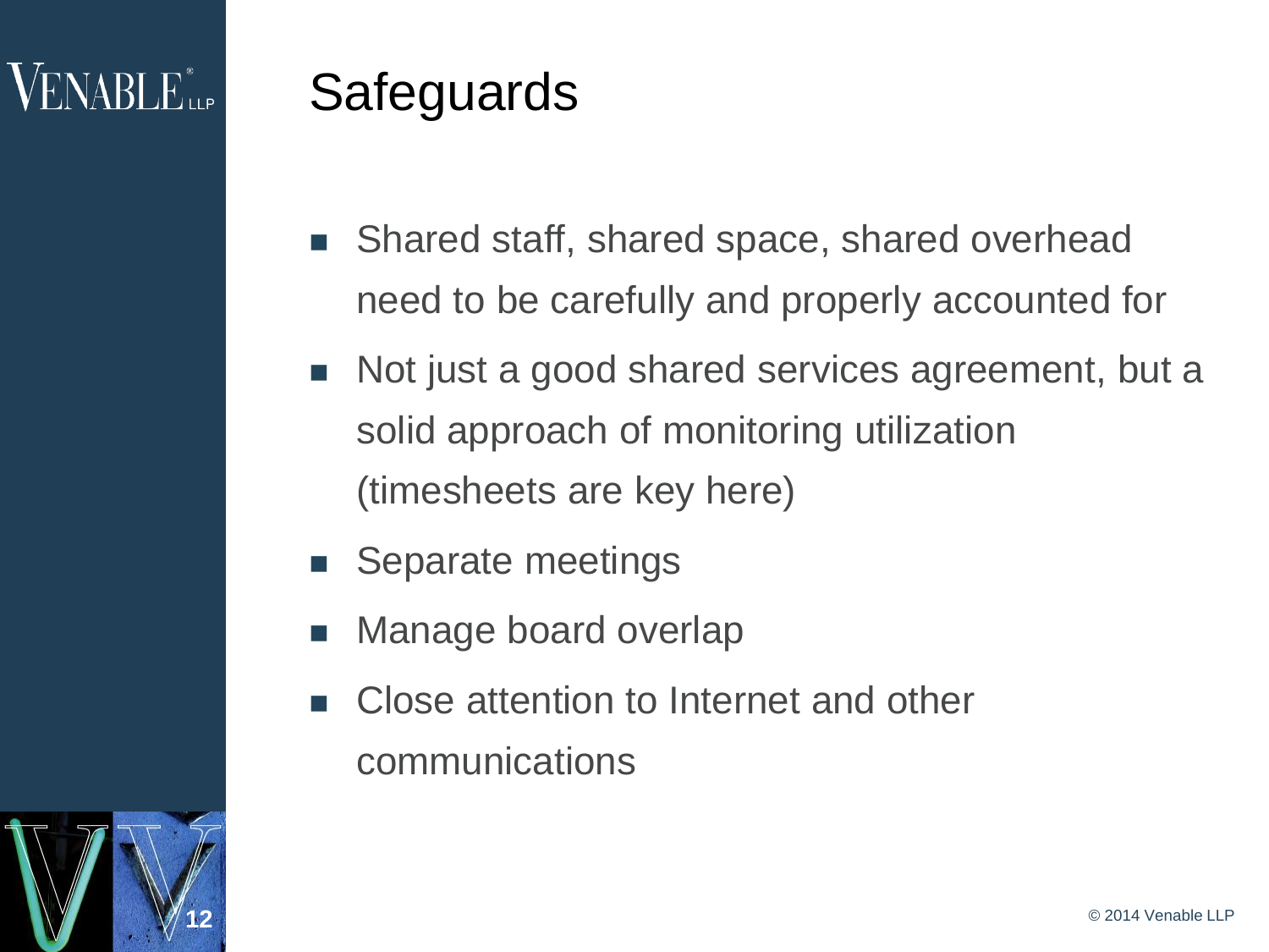# Safeguards

- Shared staff, shared space, shared overhead need to be carefully and properly accounted for
- Not just a good shared services agreement, but a solid approach of monitoring utilization (timesheets are key here)
- Separate meetings
- Manage board overlap
- Close attention to Internet and other communications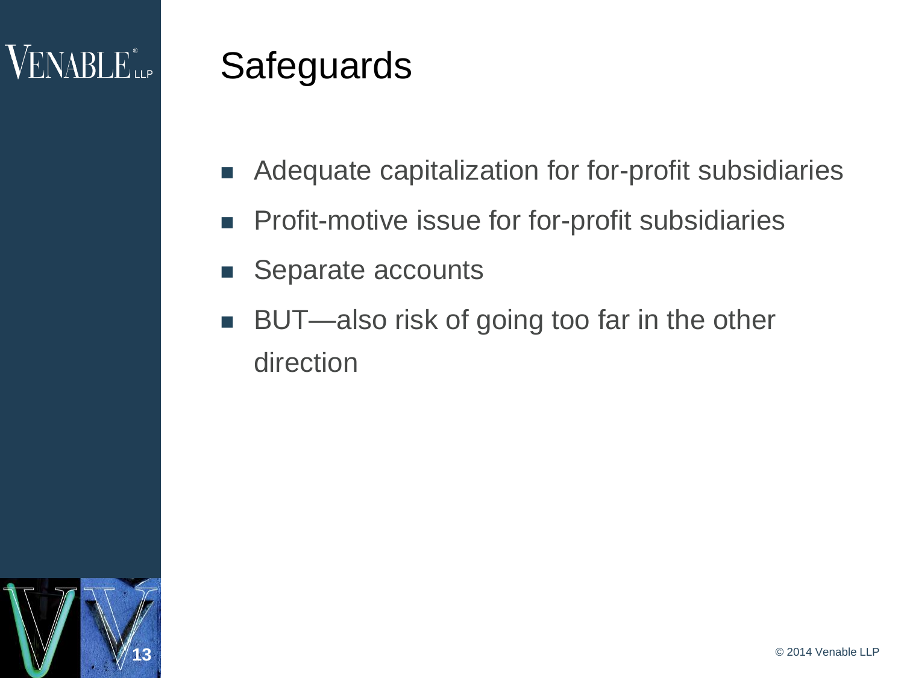# Safeguards

- Adequate capitalization for for-profit subsidiaries
- Profit-motive issue for for-profit subsidiaries
- Separate accounts
- BUT—also risk of going too far in the other direction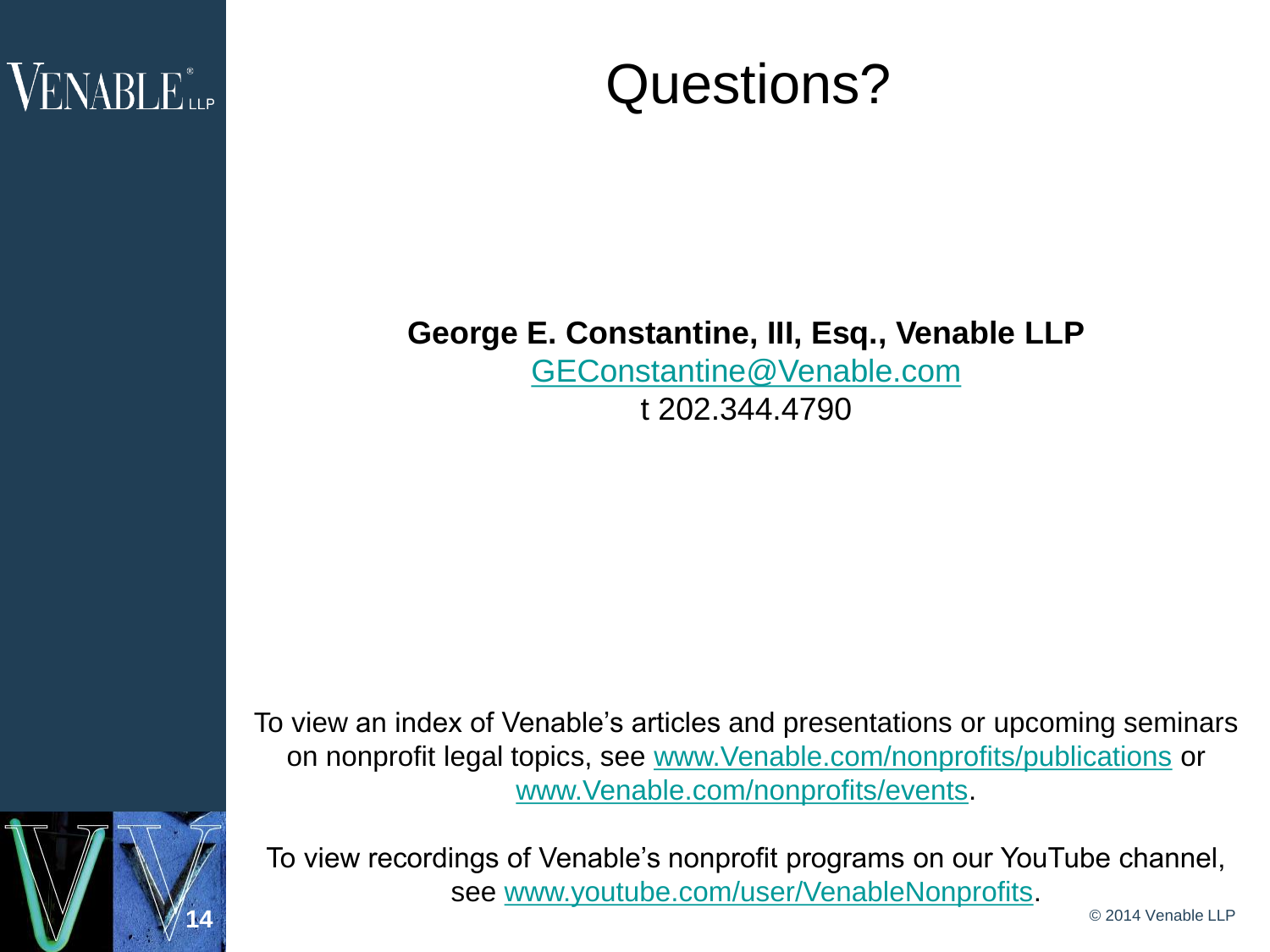# Questions?

**George E. Constantine, III, Esq., Venable LLP**
GEConstantine@Venable.com
t 202.344.4790

To view an index of Venable's articles and presentations or upcoming seminars on nonprofit legal topics, see www.Venable.com/nonprofits/publications or www.Venable.com/nonprofits/events.

To view recordings of Venable's nonprofit programs on our YouTube channel, see www.youtube.com/user/VenableNonprofits.